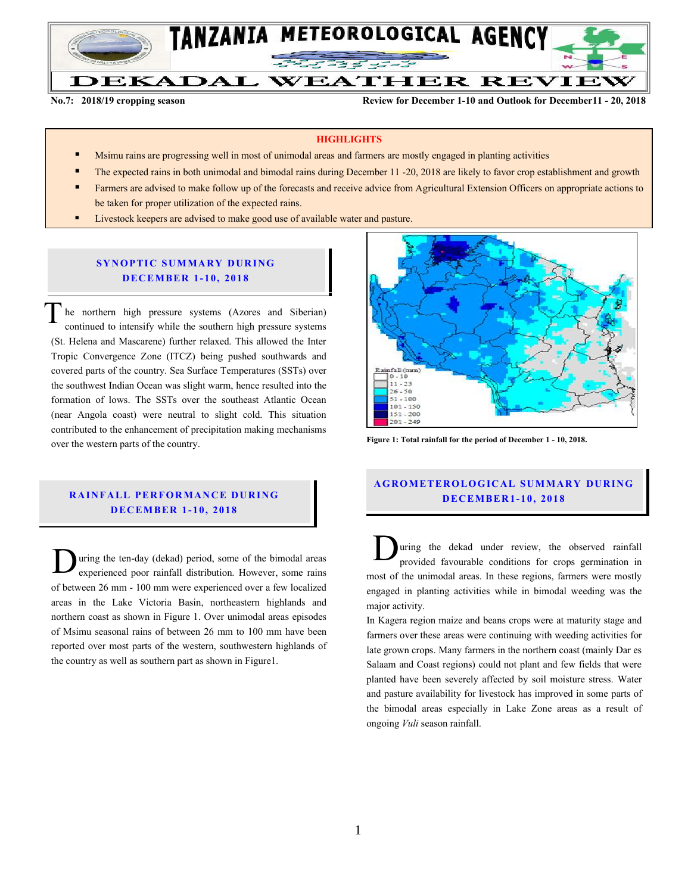# TANZANIA METEOROLOGICAL AGENCY

# DEKADAL WEATHER REVIEW

**No.7: 2018/19 cropping season** **Review for December 1-10 and Outlook for December11 - 20, 2018**

## HIGHLIGHTS

- Msimu rains are progressing well in most of unimodal areas and farmers are mostly engaged in planting activities
- The expected rains in both unimodal and bimodal rains during December 11 -20, 2018 are likely to favor crop establishment and growth
- Farmers are advised to make follow up of the forecasts and receive advice from Agricultural Extension Officers on appropriate actions to be taken for proper utilization of the expected rains.
- Livestock keepers are advised to make good use of available water and pasture.

## SYNOPTIC SUMMARY DURING DECEMBER 1-10, 2018

The northern high pressure systems (Azores and Siberian) continued to intensify while the southern high pressure systems (St. Helena and Mascarene) further relaxed. This allowed the Inter Tropic Convergence Zone (ITCZ) being pushed southwards and covered parts of the country. Sea Surface Temperatures (SSTs) over the southwest Indian Ocean was slight warm, hence resulted into the formation of lows. The SSTs over the southeast Atlantic Ocean (near Angola coast) were neutral to slight cold. This situation contributed to the enhancement of precipitation making mechanisms over the western parts of the country.

## RAINFALL PERFORMANCE DURING DECEMBER 1-10, 2018

During the ten-day (dekad) period, some of the bimodal areas experienced poor rainfall distribution. However, some rains of between 26 mm - 100 mm were experienced over a few localized areas in the Lake Victoria Basin, northeastern highlands and northern coast as shown in Figure 1. Over unimodal areas episodes of Msimu seasonal rains of between 26 mm to 100 mm have been reported over most parts of the western, southwestern highlands of the country as well as southern part as shown in Figure1.

Rainfall (mm)
0 - 10
11 - 25
26 - 50
51 - 100
101 - 150
151 - 200
201 - 249

**Figure 1: Total rainfall for the period of December 1 - 10, 2018.**

## AGROMETEROLOGICAL SUMMARY DURING DECEMBER1-10, 2018

During the dekad under review, the observed rainfall provided favourable conditions for crops germination in most of the unimodal areas. In these regions, farmers were mostly engaged in planting activities while in bimodal weeding was the major activity.

In Kagera region maize and beans crops were at maturity stage and farmers over these areas were continuing with weeding activities for late grown crops. Many farmers in the northern coast (mainly Dar es Salaam and Coast regions) could not plant and few fields that were planted have been severely affected by soil moisture stress. Water and pasture availability for livestock has improved in some parts of the bimodal areas especially in Lake Zone areas as a result of ongoing *Vuli* season rainfall.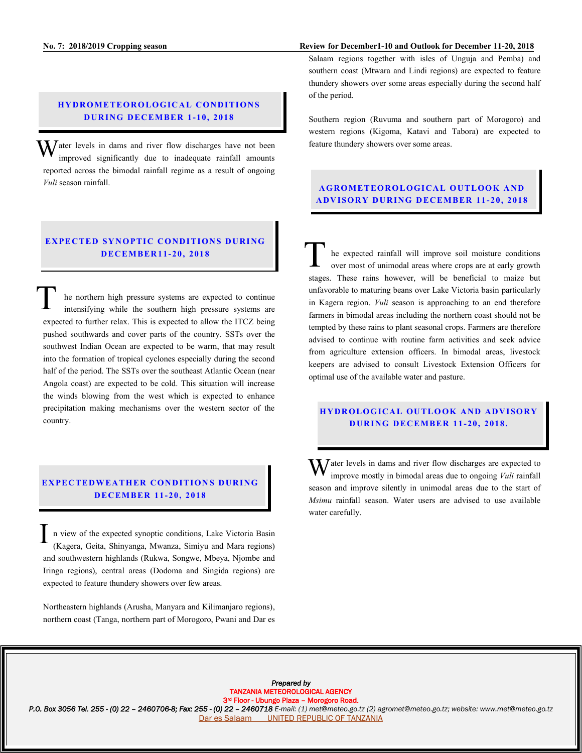## HYDROMETEOROLOGICAL CONDITIONS DURING DECEMBER 1-10, 2018

Water levels in dams and river flow discharges have not been improved significantly due to inadequate rainfall amounts reported across the bimodal rainfall regime as a result of ongoing *Vuli* season rainfall.

## EXPECTED SYNOPTIC CONDITIONS DURING DECEMBER11-20, 2018

The northern high pressure systems are expected to continue intensifying while the southern high pressure systems are expected to further relax. This is expected to allow the ITCZ being pushed southwards and cover parts of the country. SSTs over the southwest Indian Ocean are expected to be warm, that may result into the formation of tropical cyclones especially during the second half of the period. The SSTs over the southeast Atlantic Ocean (near Angola coast) are expected to be cold. This situation will increase the winds blowing from the west which is expected to enhance precipitation making mechanisms over the western sector of the country.

## EXPECTEDWEATHER CONDITIONS DURING DECEMBER 11-20, 2018

In view of the expected synoptic conditions, Lake Victoria Basin (Kagera, Geita, Shinyanga, Mwanza, Simiyu and Mara regions) and southwestern highlands (Rukwa, Songwe, Mbeya, Njombe and Iringa regions), central areas (Dodoma and Singida regions) are expected to feature thundery showers over few areas.

Northeastern highlands (Arusha, Manyara and Kilimanjaro regions), northern coast (Tanga, northern part of Morogoro, Pwani and Dar es Salaam regions together with isles of Unguja and Pemba) and southern coast (Mtwara and Lindi regions) are expected to feature thundery showers over some areas especially during the second half of the period.

Southern region (Ruvuma and southern part of Morogoro) and western regions (Kigoma, Katavi and Tabora) are expected to feature thundery showers over some areas.

## AGROMETEOROLOGICAL OUTLOOK AND ADVISORY DURING DECEMBER 11-20, 2018

The expected rainfall will improve soil moisture conditions over most of unimodal areas where crops are at early growth stages. These rains however, will be beneficial to maize but unfavorable to maturing beans over Lake Victoria basin particularly in Kagera region. *Vuli* season is approaching to an end therefore farmers in bimodal areas including the northern coast should not be tempted by these rains to plant seasonal crops. Farmers are therefore advised to continue with routine farm activities and seek advice from agriculture extension officers. In bimodal areas, livestock keepers are advised to consult Livestock Extension Officers for optimal use of the available water and pasture.

## HYDROLOGICAL OUTLOOK AND ADVISORY DURING DECEMBER 11-20, 2018.

Water levels in dams and river flow discharges are expected to improve mostly in bimodal areas due to ongoing *Vuli* rainfall season and improve silently in unimodal areas due to the start of *Msimu* rainfall season. Water users are advised to use available water carefully.

*Prepared by*
TANZANIA METEOROLOGICAL AGENCY
3rd Floor - Ubungo Plaza – Morogoro Road.
*P.O. Box 3056 Tel. 255 - (0) 22 – 2460706-8; Fax: 255 - (0) 22 – 2460718 E-mail: (1) met@meteo.go.tz (2) agromet@meteo.go.tz; website: www.met@meteo.go.tz*
Dar es Salaam UNITED REPUBLIC OF TANZANIA